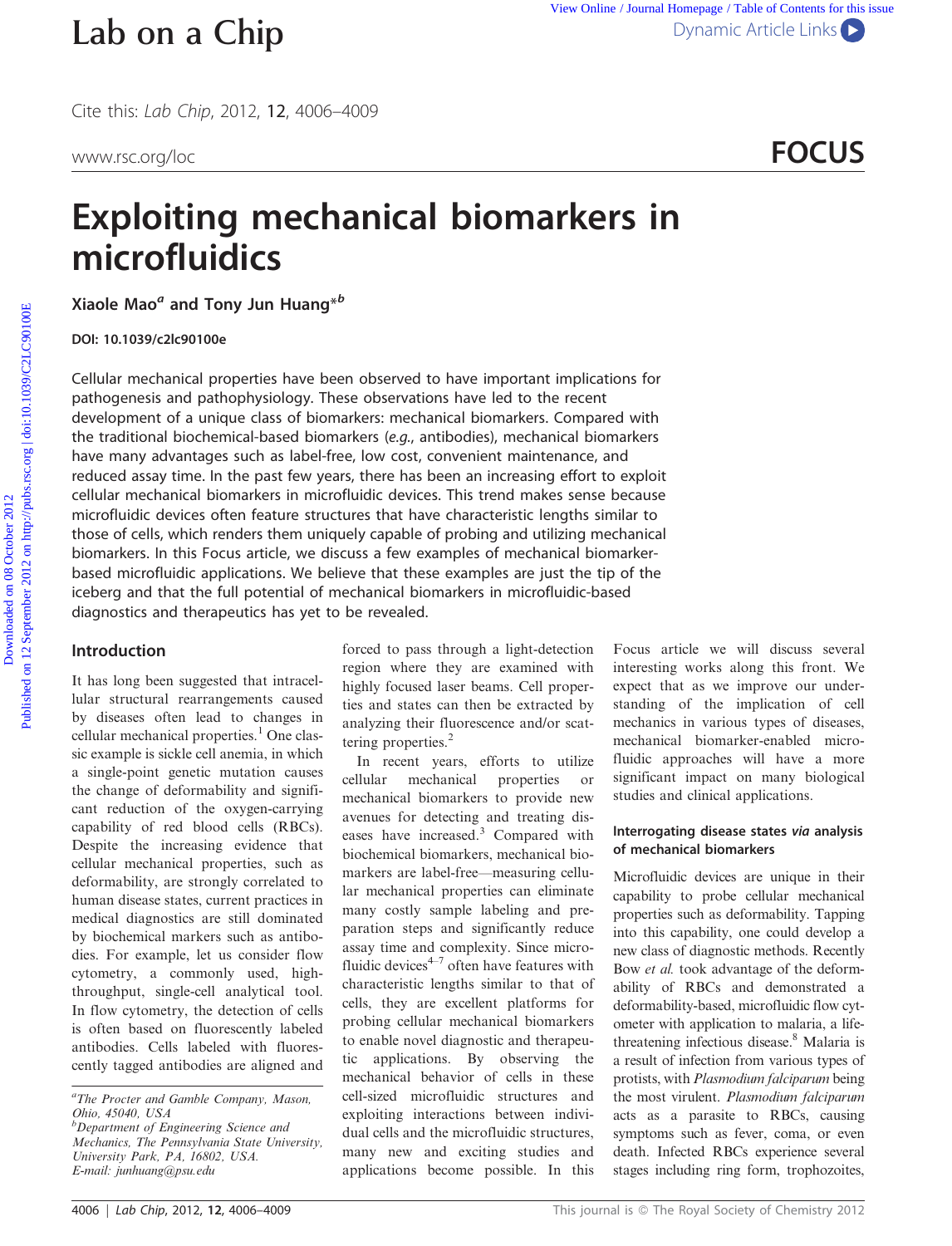Cite this: *Lab Chip*, 2012, **12**, 4006–4009

www.rsc.org/loc

**FOCUS**

# Exploiting mechanical biomarkers in microfluidics

**Xiaole Mao[a] and Tony Jun Huang*[b]**

**DOI: 10.1039/c2lc90100e**

Cellular mechanical properties have been observed to have important implications for pathogenesis and pathophysiology. These observations have led to the recent development of a unique class of biomarkers: mechanical biomarkers. Compared with the traditional biochemical-based biomarkers (*e.g.*, antibodies), mechanical biomarkers have many advantages such as label-free, low cost, convenient maintenance, and reduced assay time. In the past few years, there has been an increasing effort to exploit cellular mechanical biomarkers in microfluidic devices. This trend makes sense because microfluidic devices often feature structures that have characteristic lengths similar to those of cells, which renders them uniquely capable of probing and utilizing mechanical biomarkers. In this Focus article, we discuss a few examples of mechanical biomarker-based microfluidic applications. We believe that these examples are just the tip of the iceberg and that the full potential of mechanical biomarkers in microfluidic-based diagnostics and therapeutics has yet to be revealed.

## Introduction

It has long been suggested that intracellular structural rearrangements caused by diseases often lead to changes in cellular mechanical properties.[1] One classic example is sickle cell anemia, in which a single-point genetic mutation causes the change of deformability and significant reduction of the oxygen-carrying capability of red blood cells (RBCs). Despite the increasing evidence that cellular mechanical properties, such as deformability, are strongly correlated to human disease states, current practices in medical diagnostics are still dominated by biochemical markers such as antibodies. For example, let us consider flow cytometry, a commonly used, high-throughput, single-cell analytical tool. In flow cytometry, the detection of cells is often based on fluorescently labeled antibodies. Cells labeled with fluorescently tagged antibodies are aligned and forced to pass through a light-detection region where they are examined with highly focused laser beams. Cell properties and states can then be extracted by analyzing their fluorescence and/or scattering properties.[2]

In recent years, efforts to utilize cellular mechanical properties or mechanical biomarkers to provide new avenues for detecting and treating diseases have increased.[3] Compared with biochemical biomarkers, mechanical biomarkers are label-free—measuring cellular mechanical properties can eliminate many costly sample labeling and preparation steps and significantly reduce assay time and complexity. Since microfluidic devices[4–7] often have features with characteristic lengths similar to that of cells, they are excellent platforms for probing cellular mechanical biomarkers to enable novel diagnostic and therapeutic applications. By observing the mechanical behavior of cells in these cell-sized microfluidic structures and exploiting interactions between individual cells and the microfluidic structures, many new and exciting studies and applications become possible. In this Focus article we will discuss several interesting works along this front. We expect that as we improve our understanding of the implication of cell mechanics in various types of diseases, mechanical biomarker-enabled microfluidic approaches will have a more significant impact on many biological studies and clinical applications.

### Interrogating disease states *via* analysis of mechanical biomarkers

Microfluidic devices are unique in their capability to probe cellular mechanical properties such as deformability. Tapping into this capability, one could develop a new class of diagnostic methods. Recently Bow *et al.* took advantage of the deformability of RBCs and demonstrated a deformability-based, microfluidic flow cytometer with application to malaria, a life-threatening infectious disease.[8] Malaria is a result of infection from various types of protists, with *Plasmodium falciparum* being the most virulent. *Plasmodium falciparum* acts as a parasite to RBCs, causing symptoms such as fever, coma, or even death. Infected RBCs experience several stages including ring form, trophozoites,

[a]The Procter and Gamble Company, Mason, Ohio, 45040, USA
[b]Department of Engineering Science and Mechanics, The Pennsylvania State University, University Park, PA, 16802, USA. E-mail: junhuang@psu.edu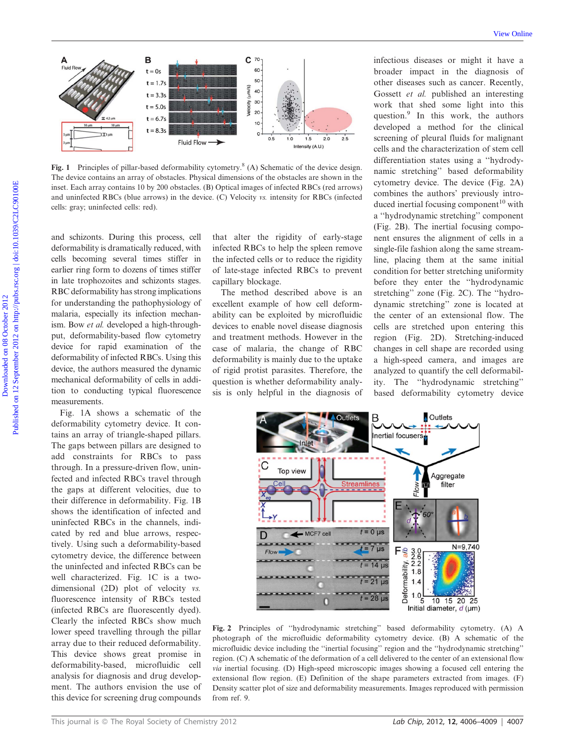Fig. 1 Principles of pillar-based deformability cytometry.[8] (A) Schematic of the device design. The device contains an array of obstacles. Physical dimensions of the obstacles are shown in the inset. Each array contains 10 by 200 obstacles. (B) Optical images of infected RBCs (red arrows) and uninfected RBCs (blue arrows) in the device. (C) Velocity *vs.* intensity for RBCs (infected cells: gray; uninfected cells: red).

and schizonts. During this process, cell deformability is dramatically reduced, with cells becoming several times stiffer in earlier ring form to dozens of times stiffer in late trophozoites and schizonts stages. RBC deformability has strong implications for understanding the pathophysiology of malaria, especially its infection mechanism. Bow *et al.* developed a high-throughput, deformability-based flow cytometry device for rapid examination of the deformability of infected RBCs. Using this device, the authors measured the dynamic mechanical deformability of cells in addition to conducting typical fluorescence measurements.

Fig. 1A shows a schematic of the deformability cytometry device. It contains an array of triangle-shaped pillars. The gaps between pillars are designed to add constraints for RBCs to pass through. In a pressure-driven flow, uninfected and infected RBCs travel through the gaps at different velocities, due to their difference in deformability. Fig. 1B shows the identification of infected and uninfected RBCs in the channels, indicated by red and blue arrows, respectively. Using such a deformability-based cytometry device, the difference between the uninfected and infected RBCs can be well characterized. Fig. 1C is a two-dimensional (2D) plot of velocity *vs.* fluorescence intensity of RBCs tested (infected RBCs are fluorescently dyed). Clearly the infected RBCs show much lower speed travelling through the pillar array due to their reduced deformability. This device shows great promise in deformability-based, microfluidic cell analysis for diagnosis and drug development. The authors envision the use of this device for screening drug compounds that alter the rigidity of early-stage infected RBCs to help the spleen remove the infected cells or to reduce the rigidity of late-stage infected RBCs to prevent capillary blockage.

The method described above is an excellent example of how cell deformability can be exploited by microfluidic devices to enable novel disease diagnosis and treatment methods. However in the case of malaria, the change of RBC deformability is mainly due to the uptake of rigid protist parasites. Therefore, the question is whether deformability analysis is only helpful in the diagnosis of infectious diseases or might it have a broader impact in the diagnosis of other diseases such as cancer. Recently, Gossett *et al.* published an interesting work that shed some light into this question.[9] In this work, the authors developed a method for the clinical screening of pleural fluids for malignant cells and the characterization of stem cell differentiation states using a "hydrodynamic stretching" based deformability cytometry device. The device (Fig. 2A) combines the authors' previously introduced inertial focusing component[10] with a "hydrodynamic stretching" component (Fig. 2B). The inertial focusing component ensures the alignment of cells in a single-file fashion along the same streamline, placing them at the same initial condition for better stretching uniformity before they enter the "hydrodynamic stretching" zone (Fig. 2C). The "hydrodynamic stretching" zone is located at the center of an extensional flow. The cells are stretched upon entering this region (Fig. 2D). Stretching-induced changes in cell shape are recorded using a high-speed camera, and images are analyzed to quantify the cell deformability. The "hydrodynamic stretching" based deformability cytometry device

Fig. 2 Principles of "hydrodynamic stretching" based deformability cytometry. (A) A photograph of the microfluidic deformability cytometry device. (B) A schematic of the microfluidic device including the "inertial focusing" region and the "hydrodynamic stretching" region. (C) A schematic of the deformation of a cell delivered to the center of an extensional flow *via* inertial focusing. (D) High-speed microscopic images showing a focused cell entering the extensional flow region. (E) Definition of the shape parameters extracted from images. (F) Density scatter plot of size and deformability measurements. Images reproduced with permission from ref. 9.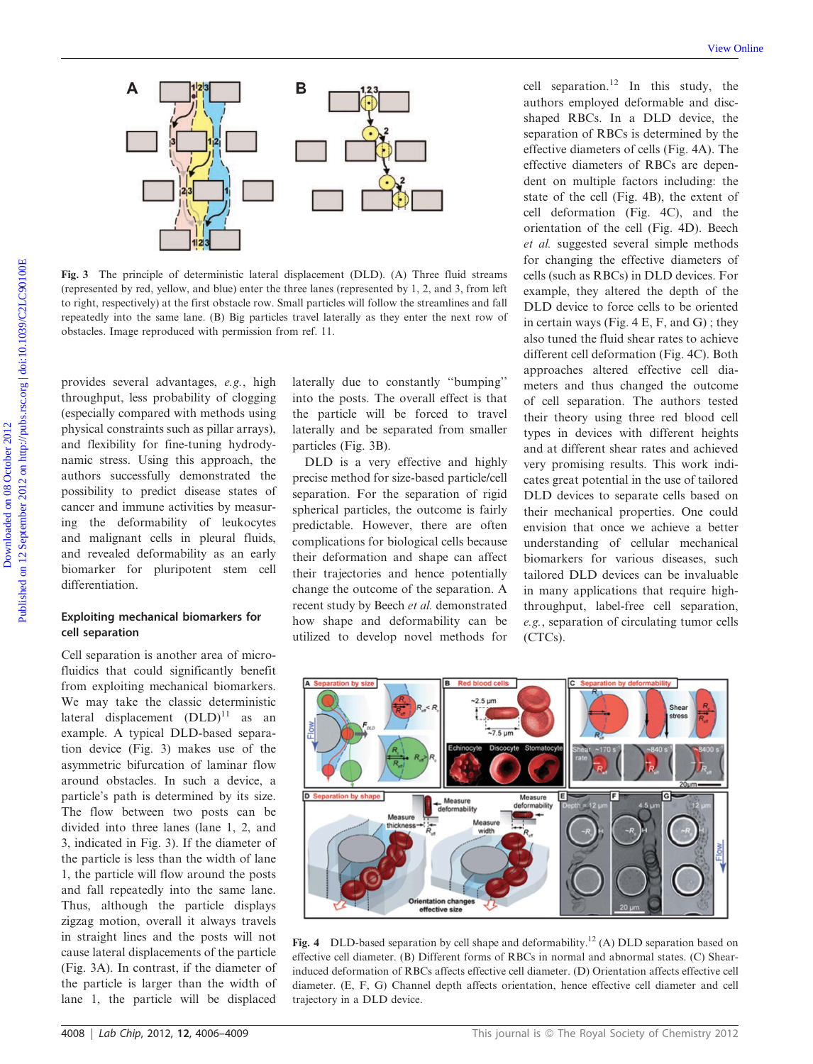Fig. 3 The principle of deterministic lateral displacement (DLD). (A) Three fluid streams (represented by red, yellow, and blue) enter the three lanes (represented by 1, 2, and 3, from left to right, respectively) at the first obstacle row. Small particles will follow the streamlines and fall repeatedly into the same lane. (B) Big particles travel laterally as they enter the next row of obstacles. Image reproduced with permission from ref. 11.

provides several advantages, *e.g.*, high throughput, less probability of clogging (especially compared with methods using physical constraints such as pillar arrays), and flexibility for fine-tuning hydrodynamic stress. Using this approach, the authors successfully demonstrated the possibility to predict disease states of cancer and immune activities by measuring the deformability of leukocytes and malignant cells in pleural fluids, and revealed deformability as an early biomarker for pluripotent stem cell differentiation.

## Exploiting mechanical biomarkers for cell separation

Cell separation is another area of microfluidics that could significantly benefit from exploiting mechanical biomarkers. We may take the classic deterministic lateral displacement (DLD)[11] as an example. A typical DLD-based separation device (Fig. 3) makes use of the asymmetric bifurcation of laminar flow around obstacles. In such a device, a particle's path is determined by its size. The flow between two posts can be divided into three lanes (lane 1, 2, and 3, indicated in Fig. 3). If the diameter of the particle is less than the width of lane 1, the particle will flow around the posts and fall repeatedly into the same lane. Thus, although the particle displays zigzag motion, overall it always travels in straight lines and the posts will not cause lateral displacements of the particle (Fig. 3A). In contrast, if the diameter of the particle is larger than the width of lane 1, the particle will be displaced laterally due to constantly "bumping" into the posts. The overall effect is that the particle will be forced to travel laterally and be separated from smaller particles (Fig. 3B).

DLD is a very effective and highly precise method for size-based particle/cell separation. For the separation of rigid spherical particles, the outcome is fairly predictable. However, there are often complications for biological cells because their deformation and shape can affect their trajectories and hence potentially change the outcome of the separation. A recent study by Beech *et al.* demonstrated how shape and deformability can be utilized to develop novel methods for cell separation.[12] In this study, the authors employed deformable and disc-shaped RBCs. In a DLD device, the separation of RBCs is determined by the effective diameters of cells (Fig. 4A). The effective diameters of cells are dependent on multiple factors including: the state of the cell (Fig. 4B), the extent of cell deformation (Fig. 4C), and the orientation of the cell (Fig. 4D). Beech *et al.* suggested several simple methods for changing the effective diameters of cells (such as RBCs) in DLD devices. For example, they altered the depth of the DLD device to force cells to be oriented in certain ways (Fig. 4 E, F, and G) ; they also tuned the fluid shear rates to achieve different cell deformation (Fig. 4C). Both approaches altered effective cell diameters and thus changed the outcome of cell separation. The authors tested their theory using three red blood cell types in devices with different heights and at different shear rates and achieved very promising results. This work indicates great potential in the use of tailored DLD devices to separate cells based on their mechanical properties. One could envision that once we achieve a better understanding of cellular mechanical biomarkers for various diseases, such tailored DLD devices can be invaluable in many applications that require high-throughput, label-free cell separation, *e.g.*, separation of circulating tumor cells (CTCs).

Fig. 4 DLD-based separation by cell shape and deformability.[12] (A) DLD separation based on effective cell diameter. (B) Different forms of RBCs in normal and abnormal states. (C) Shear-induced deformation of RBCs affects effective cell diameter. (D) Orientation affects effective cell diameter. (E, F, G) Channel depth affects orientation, hence effective cell diameter and cell trajectory in a DLD device.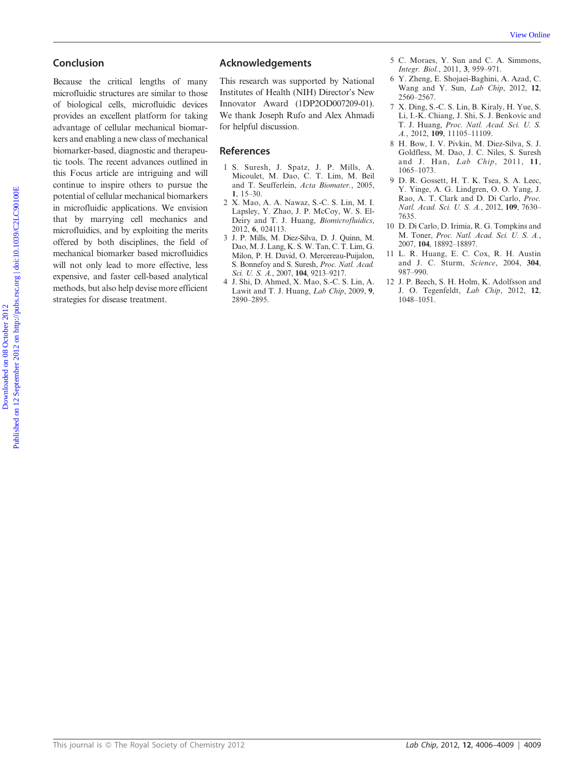## Conclusion

Because the critical lengths of many microfluidic structures are similar to those of biological cells, microfluidic devices provides an excellent platform for taking advantage of cellular mechanical biomarkers and enabling a new class of mechanical biomarker-based, diagnostic and therapeutic tools. The recent advances outlined in this Focus article are intriguing and will continue to inspire others to pursue the potential of cellular mechanical biomarkers in microfluidic applications. We envision that by marrying cell mechanics and microfluidics, and by exploiting the merits offered by both disciplines, the field of mechanical biomarker based microfluidics will not only lead to more effective, less expensive, and faster cell-based analytical methods, but also help devise more efficient strategies for disease treatment.

## Acknowledgements

This research was supported by National Institutes of Health (NIH) Director's New Innovator Award (1DP2OD007209-01). We thank Joseph Rufo and Alex Ahmadi for helpful discussion.

## References

1. S. Suresh, J. Spatz, J. P. Mills, A. Micoulet, M. Dao, C. T. Lim, M. Beil and T. Seufferlein, *Acta Biomater.*, 2005, **1**, 15–30.
2. X. Mao, A. A. Nawaz, S.-C. S. Lin, M. I. Lapsley, Y. Zhao, J. P. McCoy, W. S. El-Deiry and T. J. Huang, *Biomicrofluidics*, 2012, **6**, 024113.
3. J. P. Mills, M. Diez-Silva, D. J. Quinn, M. Dao, M. J. Lang, K. S. W. Tan, C. T. Lim, G. Milon, P. H. David, O. Mercereau-Puijalon, S. Bonnefoy and S. Suresh, *Proc. Natl. Acad. Sci. U. S. A.*, 2007, **104**, 9213–9217.
4. J. Shi, D. Ahmed, X. Mao, S.-C. S. Lin, A. Lawit and T. J. Huang, *Lab Chip*, 2009, **9**, 2890–2895.
5. C. Moraes, Y. Sun and C. A. Simmons, *Integr. Biol.*, 2011, **3**, 959–971.
6. Y. Zheng, E. Shojaei-Baghini, A. Azad, C. Wang and Y. Sun, *Lab Chip*, 2012, **12**, 2560–2567.
7. X. Ding, S.-C. S. Lin, B. Kiraly, H. Yue, S. Li, I.-K. Chiang, J. Shi, S. J. Benkovic and T. J. Huang, *Proc. Natl. Acad. Sci. U. S. A.*, 2012, **109**, 11105–11109.
8. H. Bow, I. V. Pivkin, M. Diez-Silva, S. J. Goldfless, M. Dao, J. C. Niles, S. Suresh and J. Han, *Lab Chip*, 2011, **11**, 1065–1073.
9. D. R. Gossett, H. T. K. Tsea, S. A. Leec, Y. Yinge, A. G. Lindgren, O. O. Yang, J. Rao, A. T. Clark and D. Di Carlo, *Proc. Natl. Acad. Sci. U. S. A.*, 2012, **109**, 7630–7635.
10. D. Di Carlo, D. Irimia, R. G. Tompkins and M. Toner, *Proc. Natl. Acad. Sci. U. S. A.*, 2007, **104**, 18892–18897.
11. L. R. Huang, E. C. Cox, R. H. Austin and J. C. Sturm, *Science*, 2004, **304**, 987–990.
12. J. P. Beech, S. H. Holm, K. Adolfsson and J. O. Tegenfeldt, *Lab Chip*, 2012, **12**, 1048–1051.